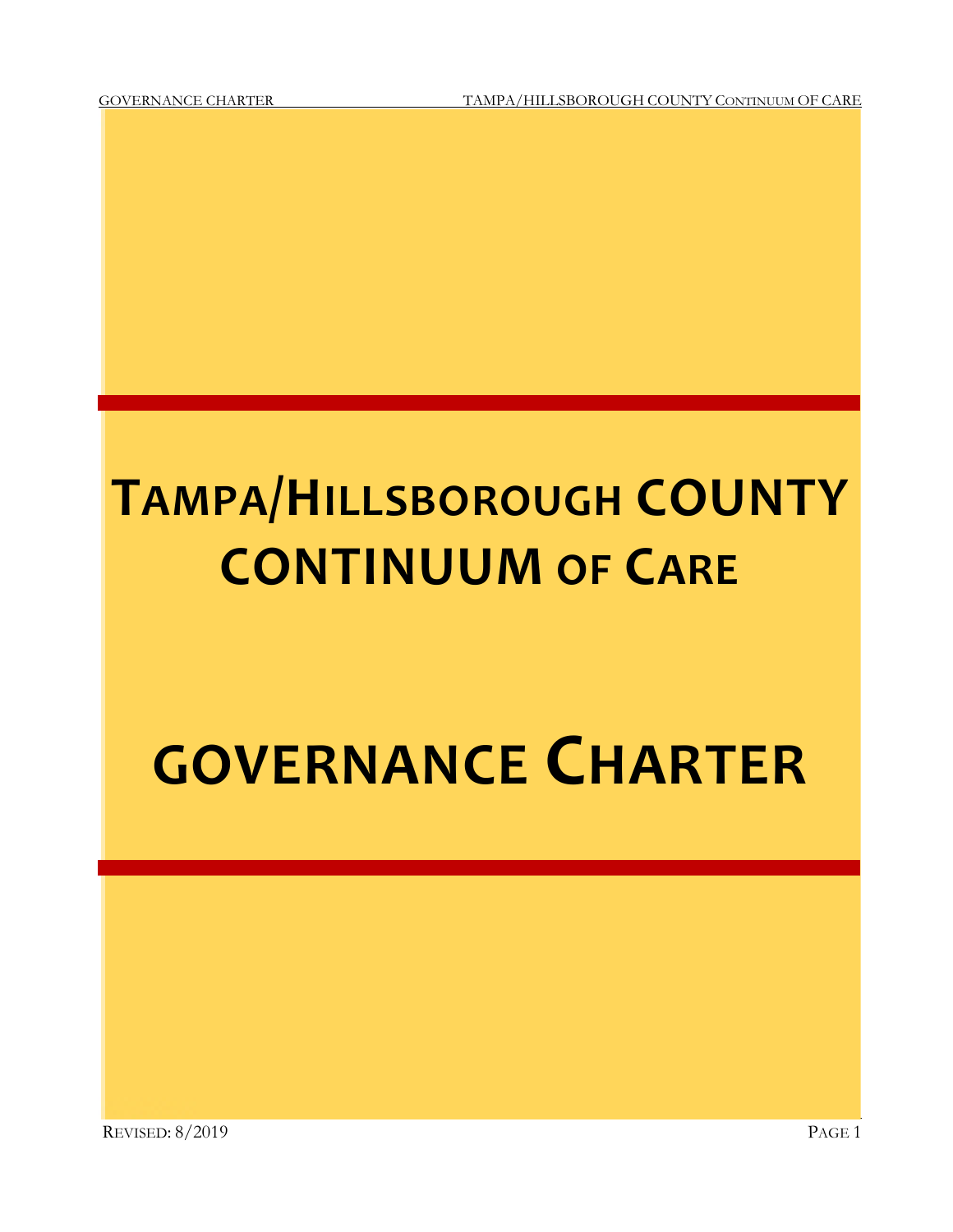# TAMPA/HILLSBOROUGH COUNTY CONTINUUM OF CARE

# GOVERNANCE CHARTER

REVISED: 8/2019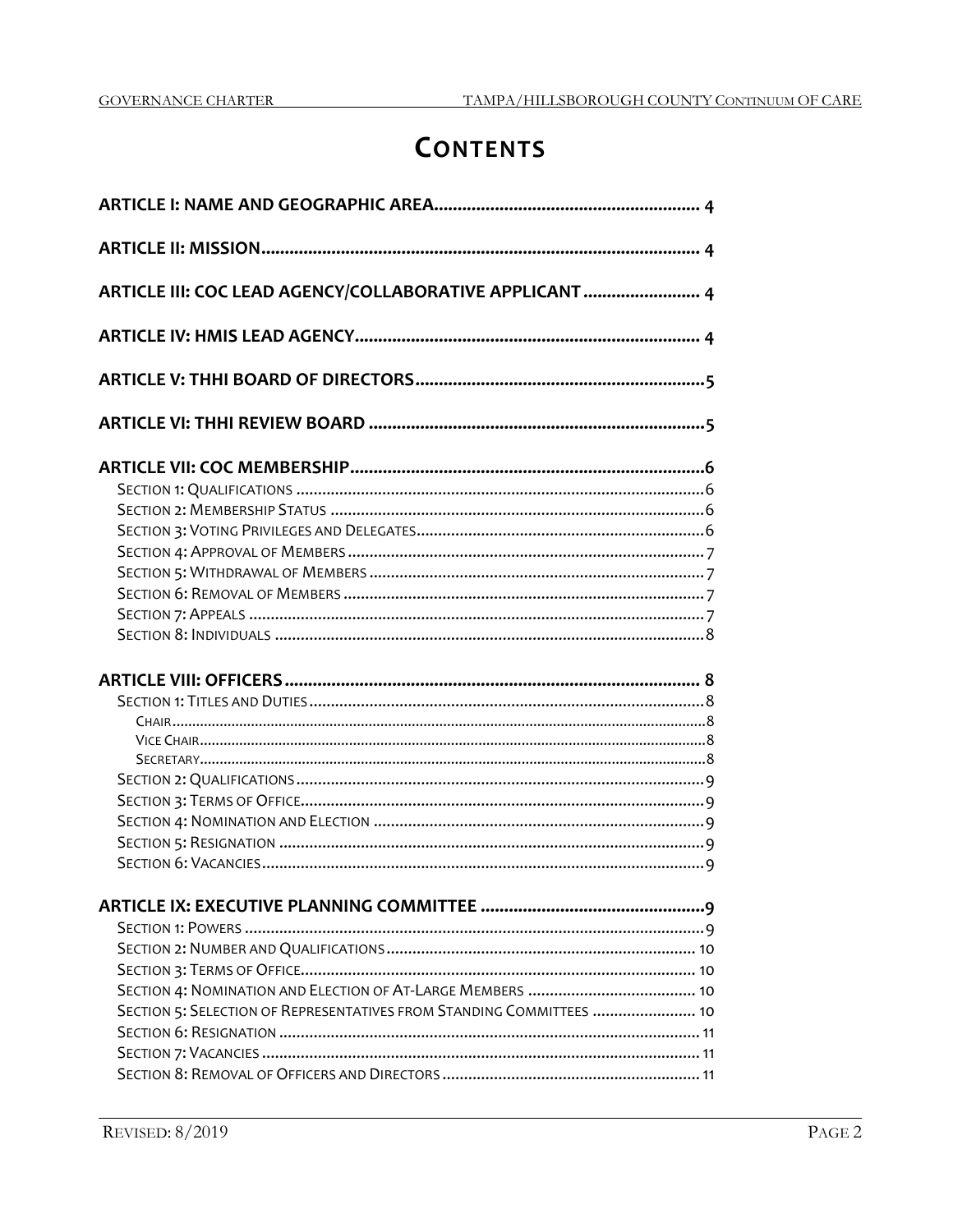# CONTENTS

ARTICLE I: NAME AND GEOGRAPHIC AREA ........................................................ 4

ARTICLE II: MISSION ........................................................................................ 4

ARTICLE III: COC LEAD AGENCY/COLLABORATIVE APPLICANT ......................... 4

ARTICLE IV: HMIS LEAD AGENCY ....................................................................... 4

ARTICLE V: THHI BOARD OF DIRECTORS ............................................................ 5

ARTICLE VI: THHI REVIEW BOARD ...................................................................... 5

ARTICLE VII: COC MEMBERSHIP ......................................................................... 6

- Section 1: Qualifications ........................................................................ 6
- Section 2: Membership Status ................................................................ 6
- Section 3: Voting Privileges and Delegates ............................................ 6
- Section 4: Approval of Members ............................................................ 7
- Section 5: Withdrawal of Members ........................................................ 7
- Section 6: Removal of Members ............................................................. 7
- Section 7: Appeals .................................................................................. 7
- Section 8: Individuals ............................................................................. 8

ARTICLE VIII: OFFICERS ...................................................................................... 8

- Section 1: Titles and Duties ................................................................... 8
  - Chair ................................................................................................ 8
  - Vice Chair ........................................................................................ 8
  - Secretary .......................................................................................... 8
- Section 2: Qualifications ........................................................................ 9
- Section 3: Terms of Office ..................................................................... 9
- Section 4: Nomination and Election ...................................................... 9
- Section 5: Resignation ........................................................................... 9
- Section 6: Vacancies .............................................................................. 9

ARTICLE IX: EXECUTIVE PLANNING COMMITTEE ............................................... 9

- Section 1: Powers ................................................................................... 9
- Section 2: Number and Qualifications .................................................... 10
- Section 3: Terms of Office ...................................................................... 10
- Section 4: Nomination and Election of At-Large Members .................... 10
- Section 5: Selection of Representatives from Standing Committees ...... 10
- Section 6: Resignation ........................................................................... 11
- Section 7: Vacancies .............................................................................. 11
- Section 8: Removal of Officers and Directors ........................................ 11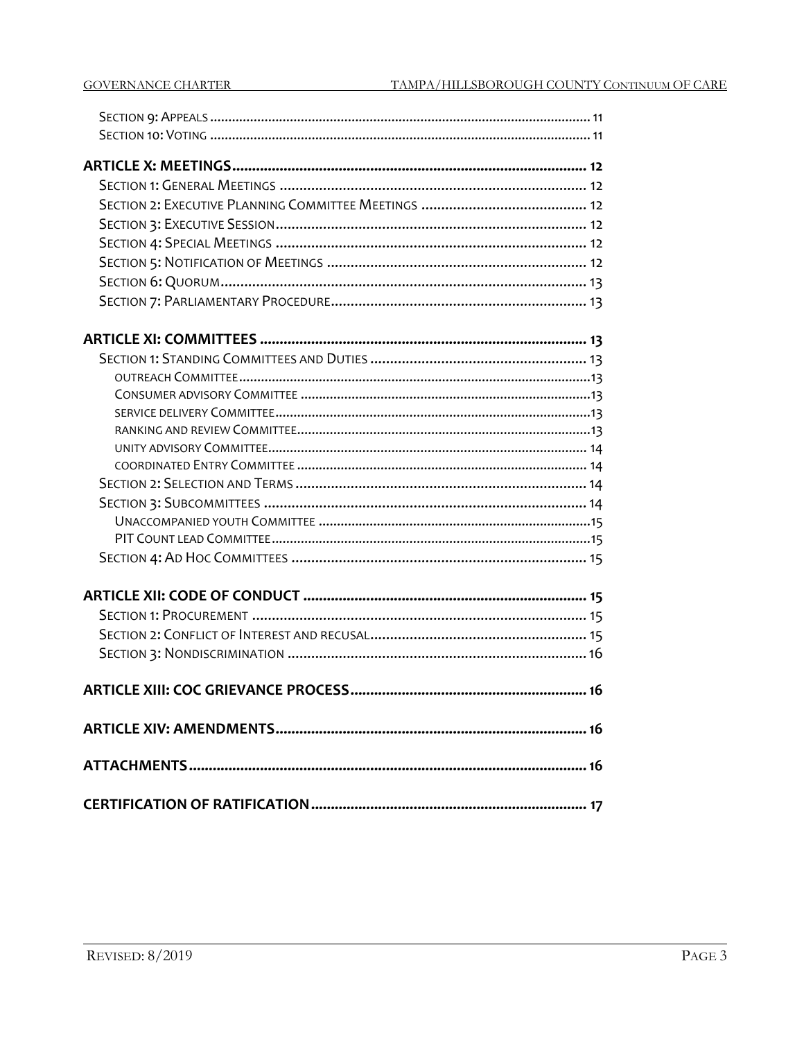Section 9: Appeals ........................................................................................................ 11
Section 10: Voting ........................................................................................................ 11

**ARTICLE X: MEETINGS** ........................................................................................ **12**

Section 1: General Meetings ........................................................................................ 12
Section 2: Executive Planning Committee Meetings ........................................................ 12
Section 3: Executive Session ........................................................................................ 12
Section 4: Special Meetings .......................................................................................... 12
Section 5: Notification of Meetings ............................................................................... 12
Section 6: Quorum ....................................................................................................... 13
Section 7: Parliamentary Procedure .............................................................................. 13

**ARTICLE XI: COMMITTEES** ................................................................................... **13**

Section 1: Standing Committees and Duties .................................................................. 13
outreach Committee ..................................................................................................... 13
Consumer advisory Committee ..................................................................................... 13
service delivery Committee .......................................................................................... 13
ranking and review Committee ..................................................................................... 13
unity advisory Committee ............................................................................................. 14
coordinated Entry Committee ....................................................................................... 14
Section 2: Selection and Terms ..................................................................................... 14
Section 3: Subcommittees ............................................................................................ 14
Unaccompanied youth Committee ................................................................................ 15
PIT Count lead Committee ........................................................................................... 15
Section 4: Ad Hoc Committees ..................................................................................... 15

**ARTICLE XII: CODE OF CONDUCT** ....................................................................... **15**

Section 1: Procurement ................................................................................................. 15
Section 2: Conflict of Interest and recusal ..................................................................... 15
Section 3: Nondiscrimination ........................................................................................ 16

**ARTICLE XIII: COC GRIEVANCE PROCESS** .......................................................... **16**

**ARTICLE XIV: AMENDMENTS** ................................................................................ **16**

**ATTACHMENTS** ...................................................................................................... **16**

**CERTIFICATION OF RATIFICATION** ....................................................................... **17**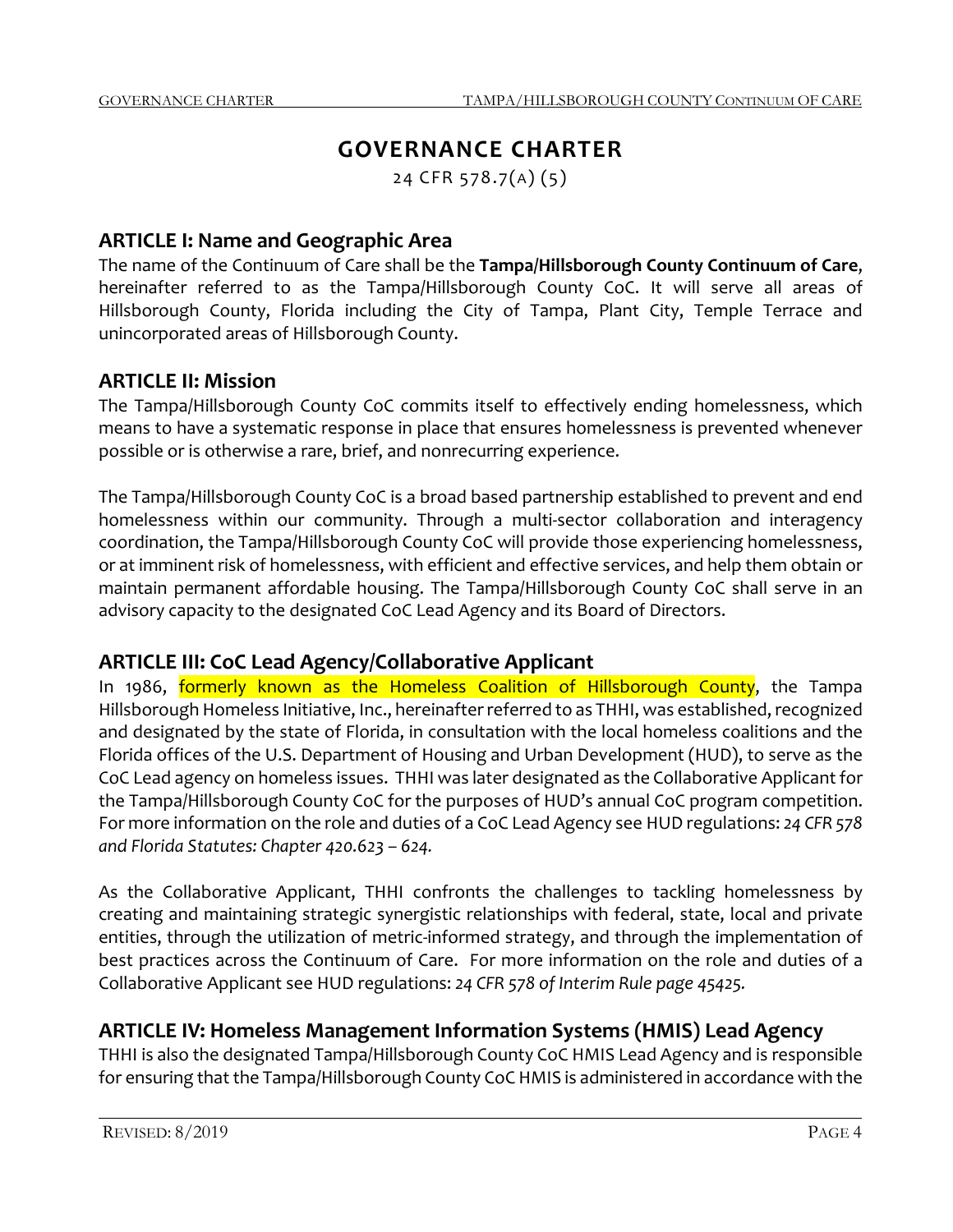# GOVERNANCE CHARTER

24 CFR 578.7(A) (5)

## ARTICLE I: Name and Geographic Area

The name of the Continuum of Care shall be the **Tampa/Hillsborough County Continuum of Care**, hereinafter referred to as the Tampa/Hillsborough County CoC. It will serve all areas of Hillsborough County, Florida including the City of Tampa, Plant City, Temple Terrace and unincorporated areas of Hillsborough County.

## ARTICLE II: Mission

The Tampa/Hillsborough County CoC commits itself to effectively ending homelessness, which means to have a systematic response in place that ensures homelessness is prevented whenever possible or is otherwise a rare, brief, and nonrecurring experience.

The Tampa/Hillsborough County CoC is a broad based partnership established to prevent and end homelessness within our community. Through a multi-sector collaboration and interagency coordination, the Tampa/Hillsborough County CoC will provide those experiencing homelessness, or at imminent risk of homelessness, with efficient and effective services, and help them obtain or maintain permanent affordable housing. The Tampa/Hillsborough County CoC shall serve in an advisory capacity to the designated CoC Lead Agency and its Board of Directors.

## ARTICLE III: CoC Lead Agency/Collaborative Applicant

In 1986, formerly known as the Homeless Coalition of Hillsborough County, the Tampa Hillsborough Homeless Initiative, Inc., hereinafter referred to as THHI, was established, recognized and designated by the state of Florida, in consultation with the local homeless coalitions and the Florida offices of the U.S. Department of Housing and Urban Development (HUD), to serve as the CoC Lead agency on homeless issues. THHI was later designated as the Collaborative Applicant for the Tampa/Hillsborough County CoC for the purposes of HUD's annual CoC program competition. For more information on the role and duties of a CoC Lead Agency see HUD regulations: *24 CFR 578 and Florida Statutes: Chapter 420.623 – 624.*

As the Collaborative Applicant, THHI confronts the challenges to tackling homelessness by creating and maintaining strategic synergistic relationships with federal, state, local and private entities, through the utilization of metric-informed strategy, and through the implementation of best practices across the Continuum of Care. For more information on the role and duties of a Collaborative Applicant see HUD regulations: *24 CFR 578 of Interim Rule page 45425.*

## ARTICLE IV: Homeless Management Information Systems (HMIS) Lead Agency

THHI is also the designated Tampa/Hillsborough County CoC HMIS Lead Agency and is responsible for ensuring that the Tampa/Hillsborough County CoC HMIS is administered in accordance with the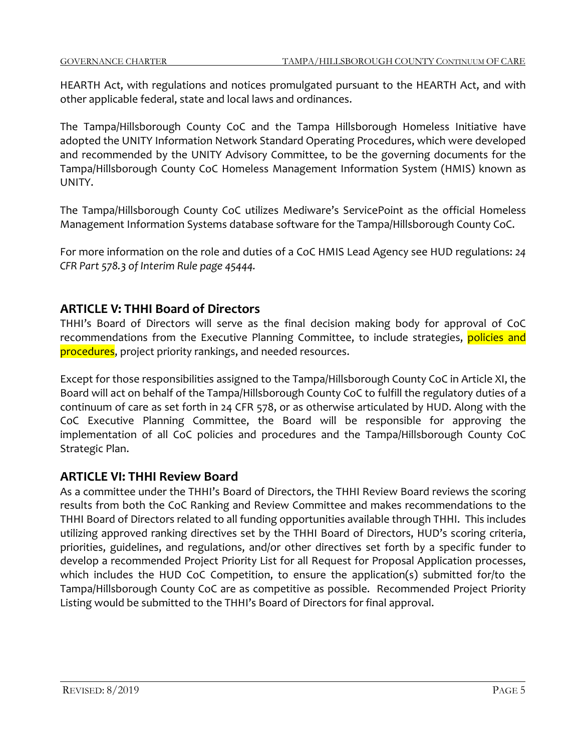HEARTH Act, with regulations and notices promulgated pursuant to the HEARTH Act, and with other applicable federal, state and local laws and ordinances.

The Tampa/Hillsborough County CoC and the Tampa Hillsborough Homeless Initiative have adopted the UNITY Information Network Standard Operating Procedures, which were developed and recommended by the UNITY Advisory Committee, to be the governing documents for the Tampa/Hillsborough County CoC Homeless Management Information System (HMIS) known as UNITY.

The Tampa/Hillsborough County CoC utilizes Mediware's ServicePoint as the official Homeless Management Information Systems database software for the Tampa/Hillsborough County CoC.

For more information on the role and duties of a CoC HMIS Lead Agency see HUD regulations: *24 CFR Part 578.3 of Interim Rule page 45444.*

## ARTICLE V: THHI Board of Directors

THHI's Board of Directors will serve as the final decision making body for approval of CoC recommendations from the Executive Planning Committee, to include strategies, policies and procedures, project priority rankings, and needed resources.

Except for those responsibilities assigned to the Tampa/Hillsborough County CoC in Article XI, the Board will act on behalf of the Tampa/Hillsborough County CoC to fulfill the regulatory duties of a continuum of care as set forth in 24 CFR 578, or as otherwise articulated by HUD. Along with the CoC Executive Planning Committee, the Board will be responsible for approving the implementation of all CoC policies and procedures and the Tampa/Hillsborough County CoC Strategic Plan.

## ARTICLE VI: THHI Review Board

As a committee under the THHI's Board of Directors, the THHI Review Board reviews the scoring results from both the CoC Ranking and Review Committee and makes recommendations to the THHI Board of Directors related to all funding opportunities available through THHI. This includes utilizing approved ranking directives set by the THHI Board of Directors, HUD's scoring criteria, priorities, guidelines, and regulations, and/or other directives set forth by a specific funder to develop a recommended Project Priority List for all Request for Proposal Application processes, which includes the HUD CoC Competition, to ensure the application(s) submitted for/to the Tampa/Hillsborough County CoC are as competitive as possible. Recommended Project Priority Listing would be submitted to the THHI's Board of Directors for final approval.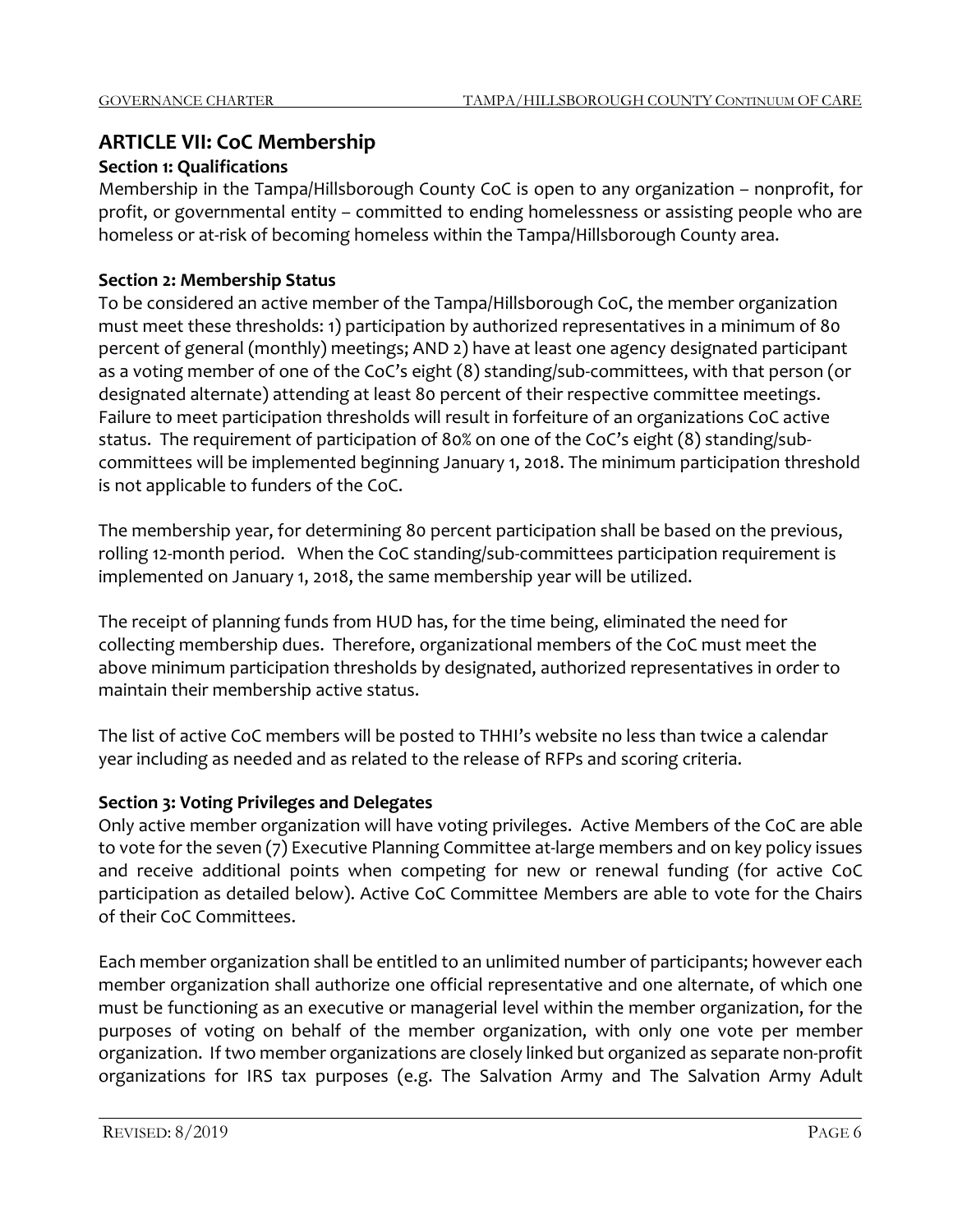## ARTICLE VII: CoC Membership

### Section 1: Qualifications

Membership in the Tampa/Hillsborough County CoC is open to any organization – nonprofit, for profit, or governmental entity – committed to ending homelessness or assisting people who are homeless or at-risk of becoming homeless within the Tampa/Hillsborough County area.

### Section 2: Membership Status

To be considered an active member of the Tampa/Hillsborough CoC, the member organization must meet these thresholds: 1) participation by authorized representatives in a minimum of 80 percent of general (monthly) meetings; AND 2) have at least one agency designated participant as a voting member of one of the CoC's eight (8) standing/sub-committees, with that person (or designated alternate) attending at least 80 percent of their respective committee meetings. Failure to meet participation thresholds will result in forfeiture of an organizations CoC active status. The requirement of participation of 80% on one of the CoC's eight (8) standing/sub-committees will be implemented beginning January 1, 2018. The minimum participation threshold is not applicable to funders of the CoC.

The membership year, for determining 80 percent participation shall be based on the previous, rolling 12-month period. When the CoC standing/sub-committees participation requirement is implemented on January 1, 2018, the same membership year will be utilized.

The receipt of planning funds from HUD has, for the time being, eliminated the need for collecting membership dues. Therefore, organizational members of the CoC must meet the above minimum participation thresholds by designated, authorized representatives in order to maintain their membership active status.

The list of active CoC members will be posted to THHI's website no less than twice a calendar year including as needed and as related to the release of RFPs and scoring criteria.

### Section 3: Voting Privileges and Delegates

Only active member organization will have voting privileges. Active Members of the CoC are able to vote for the seven (7) Executive Planning Committee at-large members and on key policy issues and receive additional points when competing for new or renewal funding (for active CoC participation as detailed below). Active CoC Committee Members are able to vote for the Chairs of their CoC Committees.

Each member organization shall be entitled to an unlimited number of participants; however each member organization shall authorize one official representative and one alternate, of which one must be functioning as an executive or managerial level within the member organization, for the purposes of voting on behalf of the member organization, with only one vote per member organization. If two member organizations are closely linked but organized as separate non-profit organizations for IRS tax purposes (e.g. The Salvation Army and The Salvation Army Adult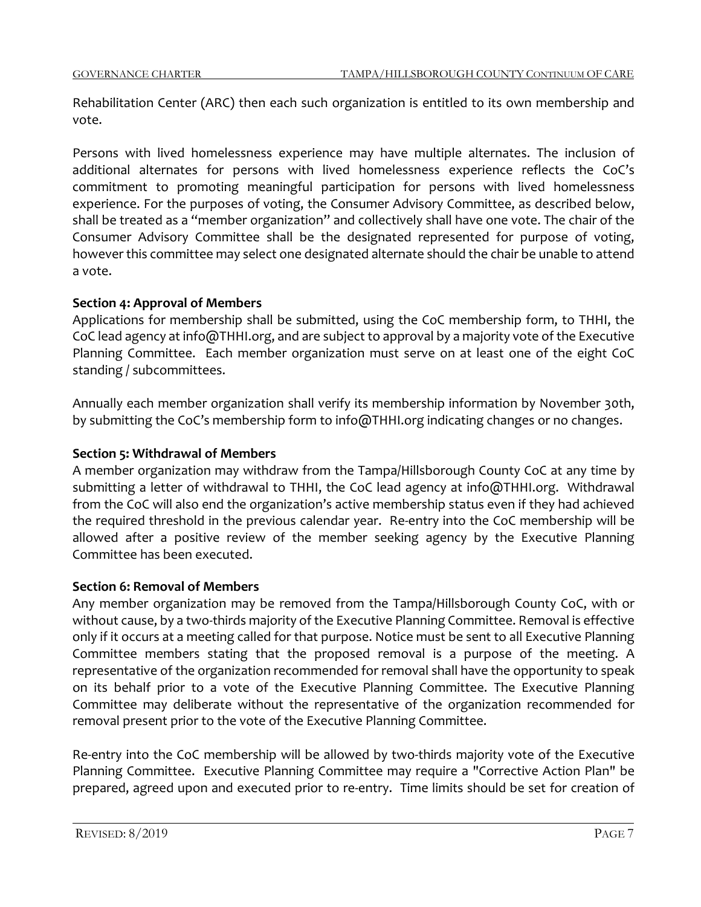Rehabilitation Center (ARC) then each such organization is entitled to its own membership and vote.

Persons with lived homelessness experience may have multiple alternates. The inclusion of additional alternates for persons with lived homelessness experience reflects the CoC's commitment to promoting meaningful participation for persons with lived homelessness experience. For the purposes of voting, the Consumer Advisory Committee, as described below, shall be treated as a "member organization" and collectively shall have one vote. The chair of the Consumer Advisory Committee shall be the designated represented for purpose of voting, however this committee may select one designated alternate should the chair be unable to attend a vote.

**Section 4: Approval of Members**

Applications for membership shall be submitted, using the CoC membership form, to THHI, the CoC lead agency at info@THHI.org, and are subject to approval by a majority vote of the Executive Planning Committee. Each member organization must serve on at least one of the eight CoC standing / subcommittees.

Annually each member organization shall verify its membership information by November 30th, by submitting the CoC's membership form to info@THHI.org indicating changes or no changes.

**Section 5: Withdrawal of Members**

A member organization may withdraw from the Tampa/Hillsborough County CoC at any time by submitting a letter of withdrawal to THHI, the CoC lead agency at info@THHI.org. Withdrawal from the CoC will also end the organization's active membership status even if they had achieved the required threshold in the previous calendar year. Re-entry into the CoC membership will be allowed after a positive review of the member seeking agency by the Executive Planning Committee has been executed.

**Section 6: Removal of Members**

Any member organization may be removed from the Tampa/Hillsborough County CoC, with or without cause, by a two-thirds majority of the Executive Planning Committee. Removal is effective only if it occurs at a meeting called for that purpose. Notice must be sent to all Executive Planning Committee members stating that the proposed removal is a purpose of the meeting. A representative of the organization recommended for removal shall have the opportunity to speak on its behalf prior to a vote of the Executive Planning Committee. The Executive Planning Committee may deliberate without the representative of the organization recommended for removal present prior to the vote of the Executive Planning Committee.

Re-entry into the CoC membership will be allowed by two-thirds majority vote of the Executive Planning Committee. Executive Planning Committee may require a "Corrective Action Plan" be prepared, agreed upon and executed prior to re-entry. Time limits should be set for creation of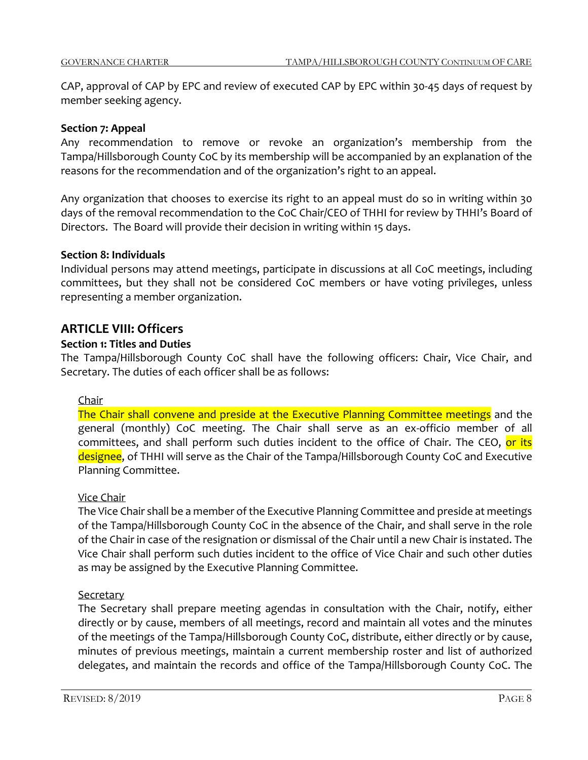CAP, approval of CAP by EPC and review of executed CAP by EPC within 30-45 days of request by member seeking agency.

**Section 7: Appeal**

Any recommendation to remove or revoke an organization's membership from the Tampa/Hillsborough County CoC by its membership will be accompanied by an explanation of the reasons for the recommendation and of the organization's right to an appeal.

Any organization that chooses to exercise its right to an appeal must do so in writing within 30 days of the removal recommendation to the CoC Chair/CEO of THHI for review by THHI's Board of Directors. The Board will provide their decision in writing within 15 days.

**Section 8: Individuals**

Individual persons may attend meetings, participate in discussions at all CoC meetings, including committees, but they shall not be considered CoC members or have voting privileges, unless representing a member organization.

## ARTICLE VIII: Officers

**Section 1: Titles and Duties**

The Tampa/Hillsborough County CoC shall have the following officers: Chair, Vice Chair, and Secretary. The duties of each officer shall be as follows:

Chair

The Chair shall convene and preside at the Executive Planning Committee meetings and the general (monthly) CoC meeting. The Chair shall serve as an ex-officio member of all committees, and shall perform such duties incident to the office of Chair. The CEO, or its designee, of THHI will serve as the Chair of the Tampa/Hillsborough County CoC and Executive Planning Committee.

Vice Chair

The Vice Chair shall be a member of the Executive Planning Committee and preside at meetings of the Tampa/Hillsborough County CoC in the absence of the Chair, and shall serve in the role of the Chair in case of the resignation or dismissal of the Chair until a new Chair is instated. The Vice Chair shall perform such duties incident to the office of Vice Chair and such other duties as may be assigned by the Executive Planning Committee.

Secretary

The Secretary shall prepare meeting agendas in consultation with the Chair, notify, either directly or by cause, members of all meetings, record and maintain all votes and the minutes of the meetings of the Tampa/Hillsborough County CoC, distribute, either directly or by cause, minutes of previous meetings, maintain a current membership roster and list of authorized delegates, and maintain the records and office of the Tampa/Hillsborough County CoC. The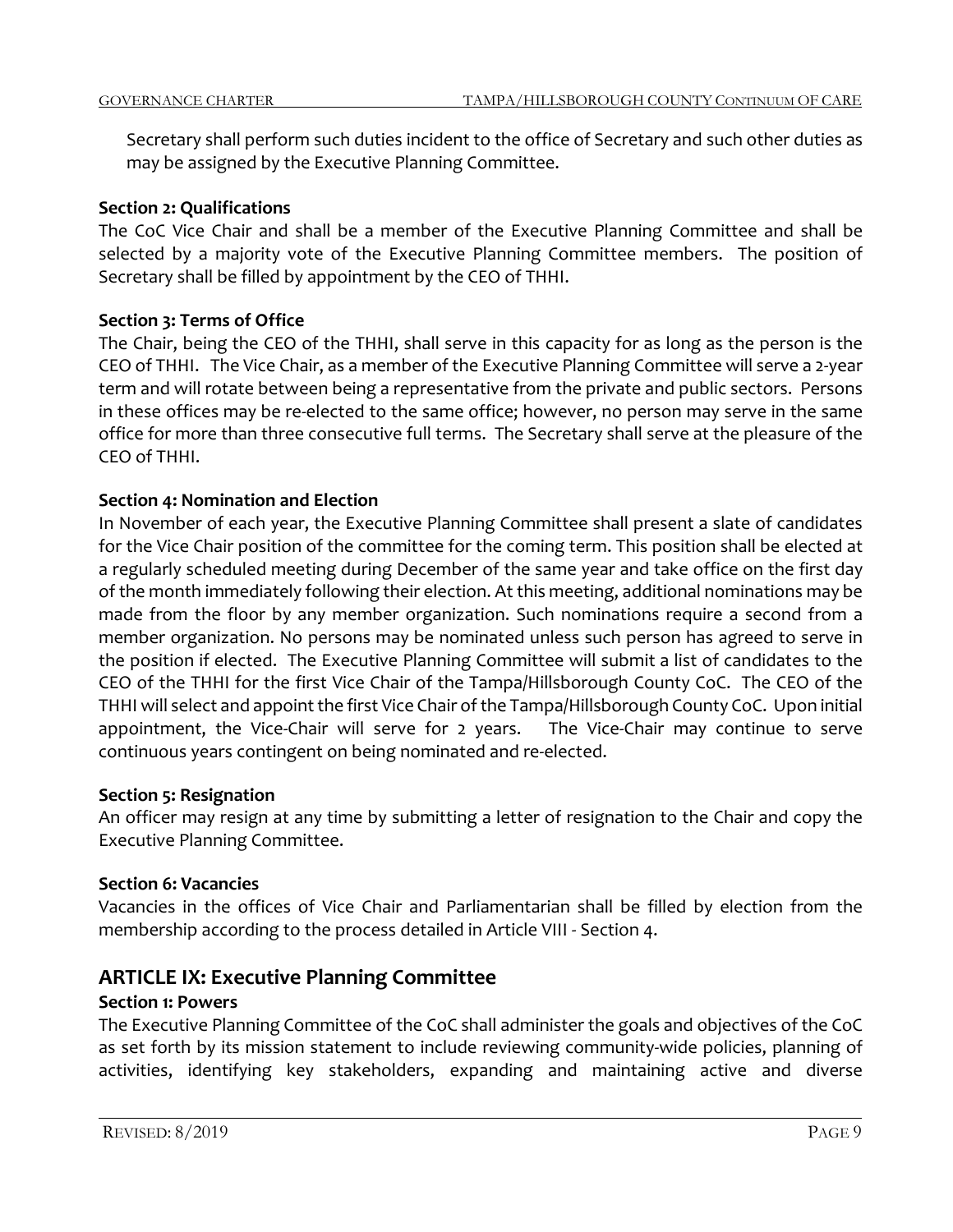Secretary shall perform such duties incident to the office of Secretary and such other duties as may be assigned by the Executive Planning Committee.

**Section 2: Qualifications**

The CoC Vice Chair and shall be a member of the Executive Planning Committee and shall be selected by a majority vote of the Executive Planning Committee members. The position of Secretary shall be filled by appointment by the CEO of THHI.

**Section 3: Terms of Office**

The Chair, being the CEO of the THHI, shall serve in this capacity for as long as the person is the CEO of THHI. The Vice Chair, as a member of the Executive Planning Committee will serve a 2-year term and will rotate between being a representative from the private and public sectors. Persons in these offices may be re-elected to the same office; however, no person may serve in the same office for more than three consecutive full terms. The Secretary shall serve at the pleasure of the CEO of THHI.

**Section 4: Nomination and Election**

In November of each year, the Executive Planning Committee shall present a slate of candidates for the Vice Chair position of the committee for the coming term. This position shall be elected at a regularly scheduled meeting during December of the same year and take office on the first day of the month immediately following their election. At this meeting, additional nominations may be made from the floor by any member organization. Such nominations require a second from a member organization. No persons may be nominated unless such person has agreed to serve in the position if elected. The Executive Planning Committee will submit a list of candidates to the CEO of the THHI for the first Vice Chair of the Tampa/Hillsborough County CoC. The CEO of the THHI will select and appoint the first Vice Chair of the Tampa/Hillsborough County CoC. Upon initial appointment, the Vice-Chair will serve for 2 years. The Vice-Chair may continue to serve continuous years contingent on being nominated and re-elected.

**Section 5: Resignation**

An officer may resign at any time by submitting a letter of resignation to the Chair and copy the Executive Planning Committee.

**Section 6: Vacancies**

Vacancies in the offices of Vice Chair and Parliamentarian shall be filled by election from the membership according to the process detailed in Article VIII - Section 4.

## ARTICLE IX: Executive Planning Committee

**Section 1: Powers**

The Executive Planning Committee of the CoC shall administer the goals and objectives of the CoC as set forth by its mission statement to include reviewing community-wide policies, planning of activities, identifying key stakeholders, expanding and maintaining active and diverse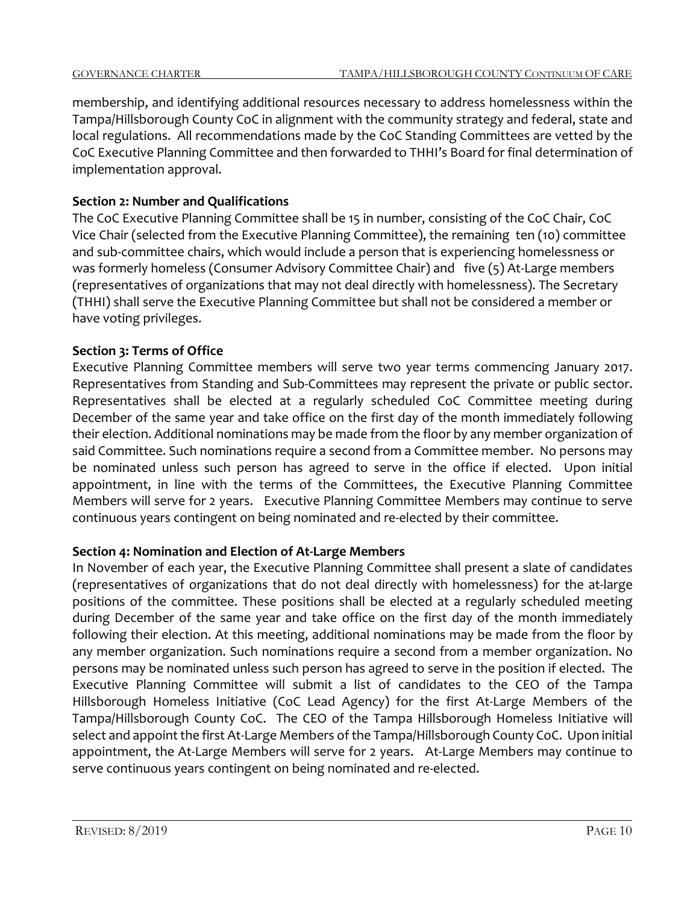membership, and identifying additional resources necessary to address homelessness within the Tampa/Hillsborough County CoC in alignment with the community strategy and federal, state and local regulations. All recommendations made by the CoC Standing Committees are vetted by the CoC Executive Planning Committee and then forwarded to THHI's Board for final determination of implementation approval.

**Section 2: Number and Qualifications**

The CoC Executive Planning Committee shall be 15 in number, consisting of the CoC Chair, CoC Vice Chair (selected from the Executive Planning Committee), the remaining ten (10) committee and sub-committee chairs, which would include a person that is experiencing homelessness or was formerly homeless (Consumer Advisory Committee Chair) and five (5) At-Large members (representatives of organizations that may not deal directly with homelessness). The Secretary (THHI) shall serve the Executive Planning Committee but shall not be considered a member or have voting privileges.

**Section 3: Terms of Office**

Executive Planning Committee members will serve two year terms commencing January 2017. Representatives from Standing and Sub-Committees may represent the private or public sector. Representatives shall be elected at a regularly scheduled CoC Committee meeting during December of the same year and take office on the first day of the month immediately following their election. Additional nominations may be made from the floor by any member organization of said Committee. Such nominations require a second from a Committee member. No persons may be nominated unless such person has agreed to serve in the office if elected. Upon initial appointment, in line with the terms of the Committees, the Executive Planning Committee Members will serve for 2 years. Executive Planning Committee Members may continue to serve continuous years contingent on being nominated and re-elected by their committee.

**Section 4: Nomination and Election of At-Large Members**

In November of each year, the Executive Planning Committee shall present a slate of candidates (representatives of organizations that do not deal directly with homelessness) for the at-large positions of the committee. These positions shall be elected at a regularly scheduled meeting during December of the same year and take office on the first day of the month immediately following their election. At this meeting, additional nominations may be made from the floor by any member organization. Such nominations require a second from a member organization. No persons may be nominated unless such person has agreed to serve in the position if elected. The Executive Planning Committee will submit a list of candidates to the CEO of the Tampa Hillsborough Homeless Initiative (CoC Lead Agency) for the first At-Large Members of the Tampa/Hillsborough County CoC. The CEO of the Tampa Hillsborough Homeless Initiative will select and appoint the first At-Large Members of the Tampa/Hillsborough County CoC. Upon initial appointment, the At-Large Members will serve for 2 years. At-Large Members may continue to serve continuous years contingent on being nominated and re-elected.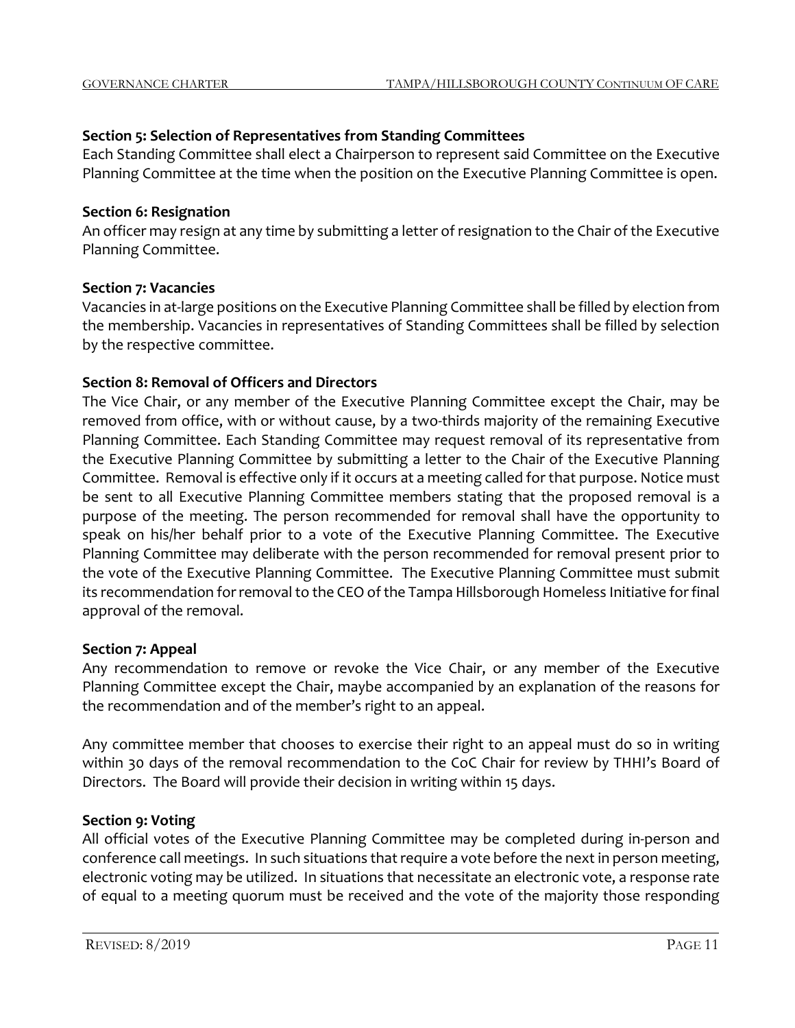### Section 5: Selection of Representatives from Standing Committees

Each Standing Committee shall elect a Chairperson to represent said Committee on the Executive Planning Committee at the time when the position on the Executive Planning Committee is open.

### Section 6: Resignation

An officer may resign at any time by submitting a letter of resignation to the Chair of the Executive Planning Committee.

### Section 7: Vacancies

Vacancies in at-large positions on the Executive Planning Committee shall be filled by election from the membership. Vacancies in representatives of Standing Committees shall be filled by selection by the respective committee.

### Section 8: Removal of Officers and Directors

The Vice Chair, or any member of the Executive Planning Committee except the Chair, may be removed from office, with or without cause, by a two-thirds majority of the remaining Executive Planning Committee. Each Standing Committee may request removal of its representative from the Executive Planning Committee by submitting a letter to the Chair of the Executive Planning Committee. Removal is effective only if it occurs at a meeting called for that purpose. Notice must be sent to all Executive Planning Committee members stating that the proposed removal is a purpose of the meeting. The person recommended for removal shall have the opportunity to speak on his/her behalf prior to a vote of the Executive Planning Committee. The Executive Planning Committee may deliberate with the person recommended for removal present prior to the vote of the Executive Planning Committee. The Executive Planning Committee must submit its recommendation for removal to the CEO of the Tampa Hillsborough Homeless Initiative for final approval of the removal.

### Section 7: Appeal

Any recommendation to remove or revoke the Vice Chair, or any member of the Executive Planning Committee except the Chair, maybe accompanied by an explanation of the reasons for the recommendation and of the member's right to an appeal.

Any committee member that chooses to exercise their right to an appeal must do so in writing within 30 days of the removal recommendation to the CoC Chair for review by THHI's Board of Directors. The Board will provide their decision in writing within 15 days.

### Section 9: Voting

All official votes of the Executive Planning Committee may be completed during in-person and conference call meetings. In such situations that require a vote before the next in person meeting, electronic voting may be utilized. In situations that necessitate an electronic vote, a response rate of equal to a meeting quorum must be received and the vote of the majority those responding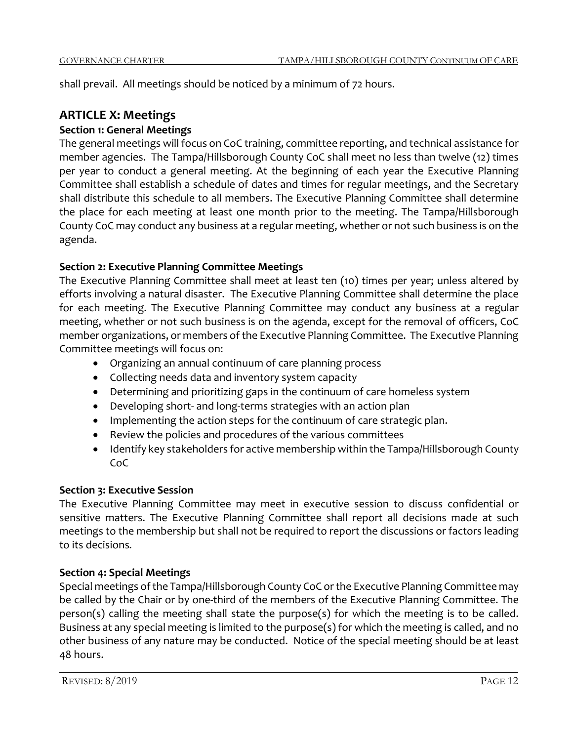shall prevail. All meetings should be noticed by a minimum of 72 hours.

## ARTICLE X: Meetings

### Section 1: General Meetings

The general meetings will focus on CoC training, committee reporting, and technical assistance for member agencies. The Tampa/Hillsborough County CoC shall meet no less than twelve (12) times per year to conduct a general meeting. At the beginning of each year the Executive Planning Committee shall establish a schedule of dates and times for regular meetings, and the Secretary shall distribute this schedule to all members. The Executive Planning Committee shall determine the place for each meeting at least one month prior to the meeting. The Tampa/Hillsborough County CoC may conduct any business at a regular meeting, whether or not such business is on the agenda.

### Section 2: Executive Planning Committee Meetings

The Executive Planning Committee shall meet at least ten (10) times per year; unless altered by efforts involving a natural disaster. The Executive Planning Committee shall determine the place for each meeting. The Executive Planning Committee may conduct any business at a regular meeting, whether or not such business is on the agenda, except for the removal of officers, CoC member organizations, or members of the Executive Planning Committee. The Executive Planning Committee meetings will focus on:

- Organizing an annual continuum of care planning process
- Collecting needs data and inventory system capacity
- Determining and prioritizing gaps in the continuum of care homeless system
- Developing short- and long-terms strategies with an action plan
- Implementing the action steps for the continuum of care strategic plan.
- Review the policies and procedures of the various committees
- Identify key stakeholders for active membership within the Tampa/Hillsborough County CoC

### Section 3: Executive Session

The Executive Planning Committee may meet in executive session to discuss confidential or sensitive matters. The Executive Planning Committee shall report all decisions made at such meetings to the membership but shall not be required to report the discussions or factors leading to its decisions.

### Section 4: Special Meetings

Special meetings of the Tampa/Hillsborough County CoC or the Executive Planning Committee may be called by the Chair or by one-third of the members of the Executive Planning Committee. The person(s) calling the meeting shall state the purpose(s) for which the meeting is to be called. Business at any special meeting is limited to the purpose(s) for which the meeting is called, and no other business of any nature may be conducted. Notice of the special meeting should be at least 48 hours.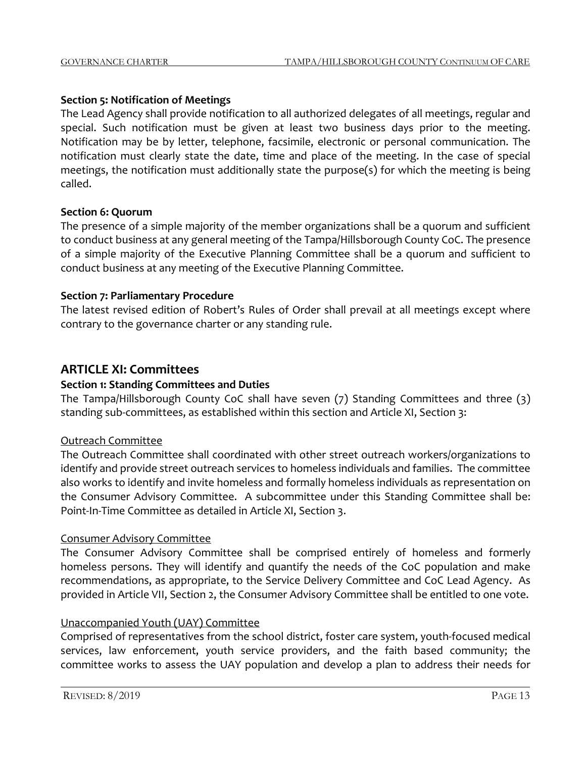**Section 5: Notification of Meetings**

The Lead Agency shall provide notification to all authorized delegates of all meetings, regular and special. Such notification must be given at least two business days prior to the meeting. Notification may be by letter, telephone, facsimile, electronic or personal communication. The notification must clearly state the date, time and place of the meeting. In the case of special meetings, the notification must additionally state the purpose(s) for which the meeting is being called.

**Section 6: Quorum**

The presence of a simple majority of the member organizations shall be a quorum and sufficient to conduct business at any general meeting of the Tampa/Hillsborough County CoC. The presence of a simple majority of the Executive Planning Committee shall be a quorum and sufficient to conduct business at any meeting of the Executive Planning Committee.

**Section 7: Parliamentary Procedure**

The latest revised edition of Robert's Rules of Order shall prevail at all meetings except where contrary to the governance charter or any standing rule.

## ARTICLE XI: Committees

**Section 1: Standing Committees and Duties**

The Tampa/Hillsborough County CoC shall have seven (7) Standing Committees and three (3) standing sub-committees, as established within this section and Article XI, Section 3:

Outreach Committee

The Outreach Committee shall coordinated with other street outreach workers/organizations to identify and provide street outreach services to homeless individuals and families. The committee also works to identify and invite homeless and formally homeless individuals as representation on the Consumer Advisory Committee. A subcommittee under this Standing Committee shall be: Point-In-Time Committee as detailed in Article XI, Section 3.

Consumer Advisory Committee

The Consumer Advisory Committee shall be comprised entirely of homeless and formerly homeless persons. They will identify and quantify the needs of the CoC population and make recommendations, as appropriate, to the Service Delivery Committee and CoC Lead Agency. As provided in Article VII, Section 2, the Consumer Advisory Committee shall be entitled to one vote.

Unaccompanied Youth (UAY) Committee

Comprised of representatives from the school district, foster care system, youth-focused medical services, law enforcement, youth service providers, and the faith based community; the committee works to assess the UAY population and develop a plan to address their needs for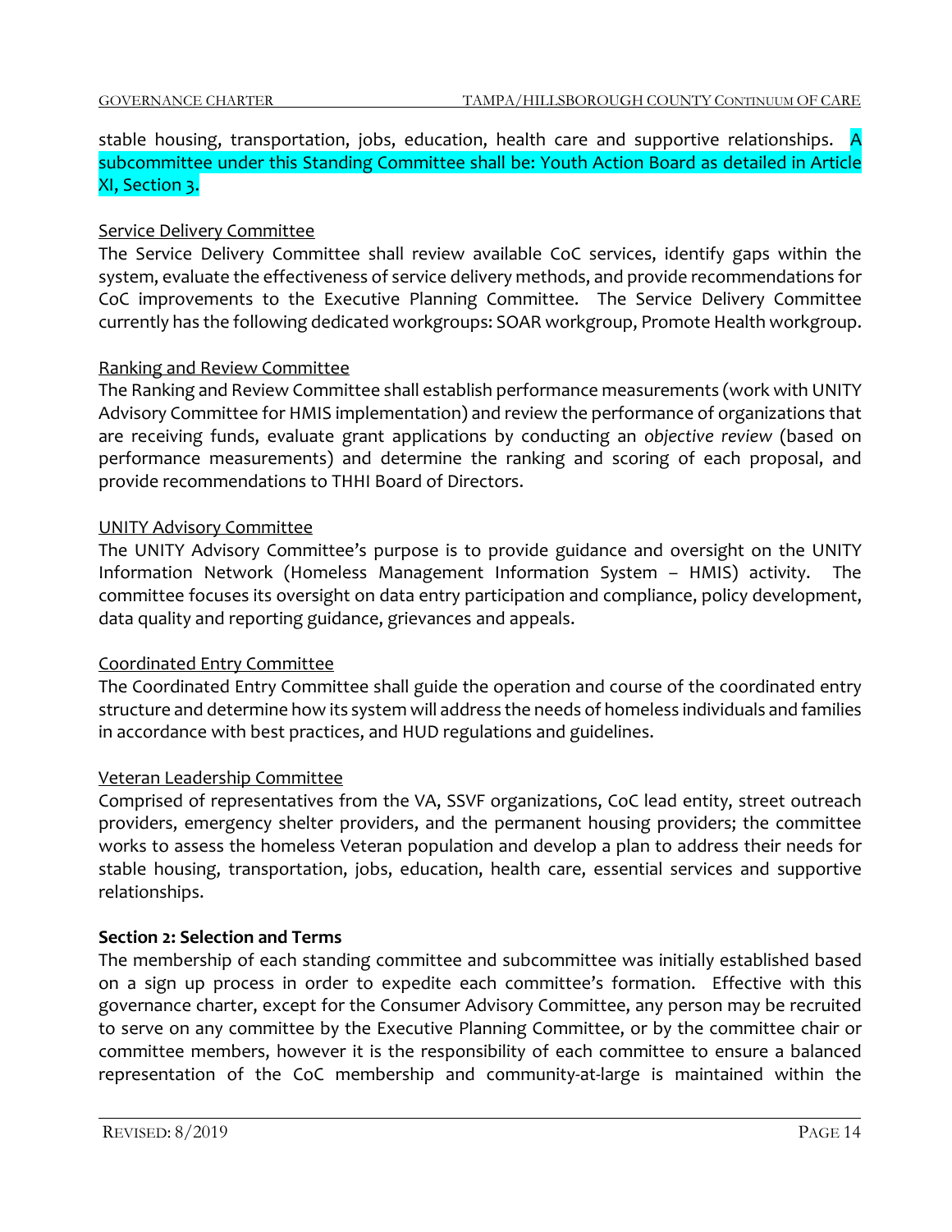stable housing, transportation, jobs, education, health care and supportive relationships. A subcommittee under this Standing Committee shall be: Youth Action Board as detailed in Article XI, Section 3.

Service Delivery Committee

The Service Delivery Committee shall review available CoC services, identify gaps within the system, evaluate the effectiveness of service delivery methods, and provide recommendations for CoC improvements to the Executive Planning Committee. The Service Delivery Committee currently has the following dedicated workgroups: SOAR workgroup, Promote Health workgroup.

Ranking and Review Committee

The Ranking and Review Committee shall establish performance measurements (work with UNITY Advisory Committee for HMIS implementation) and review the performance of organizations that are receiving funds, evaluate grant applications by conducting an *objective review* (based on performance measurements) and determine the ranking and scoring of each proposal, and provide recommendations to THHI Board of Directors.

UNITY Advisory Committee

The UNITY Advisory Committee's purpose is to provide guidance and oversight on the UNITY Information Network (Homeless Management Information System – HMIS) activity. The committee focuses its oversight on data entry participation and compliance, policy development, data quality and reporting guidance, grievances and appeals.

Coordinated Entry Committee

The Coordinated Entry Committee shall guide the operation and course of the coordinated entry structure and determine how its system will address the needs of homeless individuals and families in accordance with best practices, and HUD regulations and guidelines.

Veteran Leadership Committee

Comprised of representatives from the VA, SSVF organizations, CoC lead entity, street outreach providers, emergency shelter providers, and the permanent housing providers; the committee works to assess the homeless Veteran population and develop a plan to address their needs for stable housing, transportation, jobs, education, health care, essential services and supportive relationships.

**Section 2: Selection and Terms**

The membership of each standing committee and subcommittee was initially established based on a sign up process in order to expedite each committee's formation. Effective with this governance charter, except for the Consumer Advisory Committee, any person may be recruited to serve on any committee by the Executive Planning Committee, or by the committee chair or committee members, however it is the responsibility of each committee to ensure a balanced representation of the CoC membership and community-at-large is maintained within the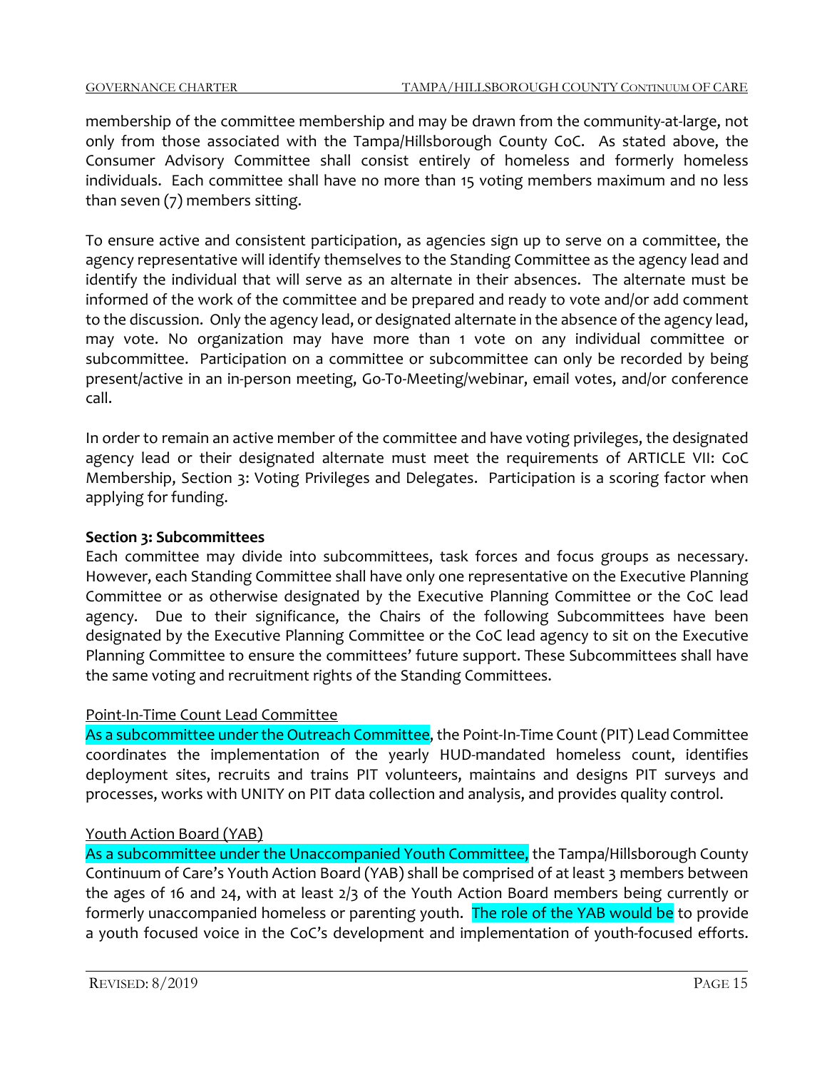membership of the committee membership and may be drawn from the community-at-large, not only from those associated with the Tampa/Hillsborough County CoC. As stated above, the Consumer Advisory Committee shall consist entirely of homeless and formerly homeless individuals. Each committee shall have no more than 15 voting members maximum and no less than seven (7) members sitting.

To ensure active and consistent participation, as agencies sign up to serve on a committee, the agency representative will identify themselves to the Standing Committee as the agency lead and identify the individual that will serve as an alternate in their absences. The alternate must be informed of the work of the committee and be prepared and ready to vote and/or add comment to the discussion. Only the agency lead, or designated alternate in the absence of the agency lead, may vote. No organization may have more than 1 vote on any individual committee or subcommittee. Participation on a committee or subcommittee can only be recorded by being present/active in an in-person meeting, Go-To-Meeting/webinar, email votes, and/or conference call.

In order to remain an active member of the committee and have voting privileges, the designated agency lead or their designated alternate must meet the requirements of ARTICLE VII: CoC Membership, Section 3: Voting Privileges and Delegates. Participation is a scoring factor when applying for funding.

**Section 3: Subcommittees**

Each committee may divide into subcommittees, task forces and focus groups as necessary. However, each Standing Committee shall have only one representative on the Executive Planning Committee or as otherwise designated by the Executive Planning Committee or the CoC lead agency. Due to their significance, the Chairs of the following Subcommittees have been designated by the Executive Planning Committee or the CoC lead agency to sit on the Executive Planning Committee to ensure the committees' future support. These Subcommittees shall have the same voting and recruitment rights of the Standing Committees.

Point-In-Time Count Lead Committee

As a subcommittee under the Outreach Committee, the Point-In-Time Count (PIT) Lead Committee coordinates the implementation of the yearly HUD-mandated homeless count, identifies deployment sites, recruits and trains PIT volunteers, maintains and designs PIT surveys and processes, works with UNITY on PIT data collection and analysis, and provides quality control.

Youth Action Board (YAB)

As a subcommittee under the Unaccompanied Youth Committee, the Tampa/Hillsborough County Continuum of Care's Youth Action Board (YAB) shall be comprised of at least 3 members between the ages of 16 and 24, with at least 2/3 of the Youth Action Board members being currently or formerly unaccompanied homeless or parenting youth. The role of the YAB would be to provide a youth focused voice in the CoC's development and implementation of youth-focused efforts.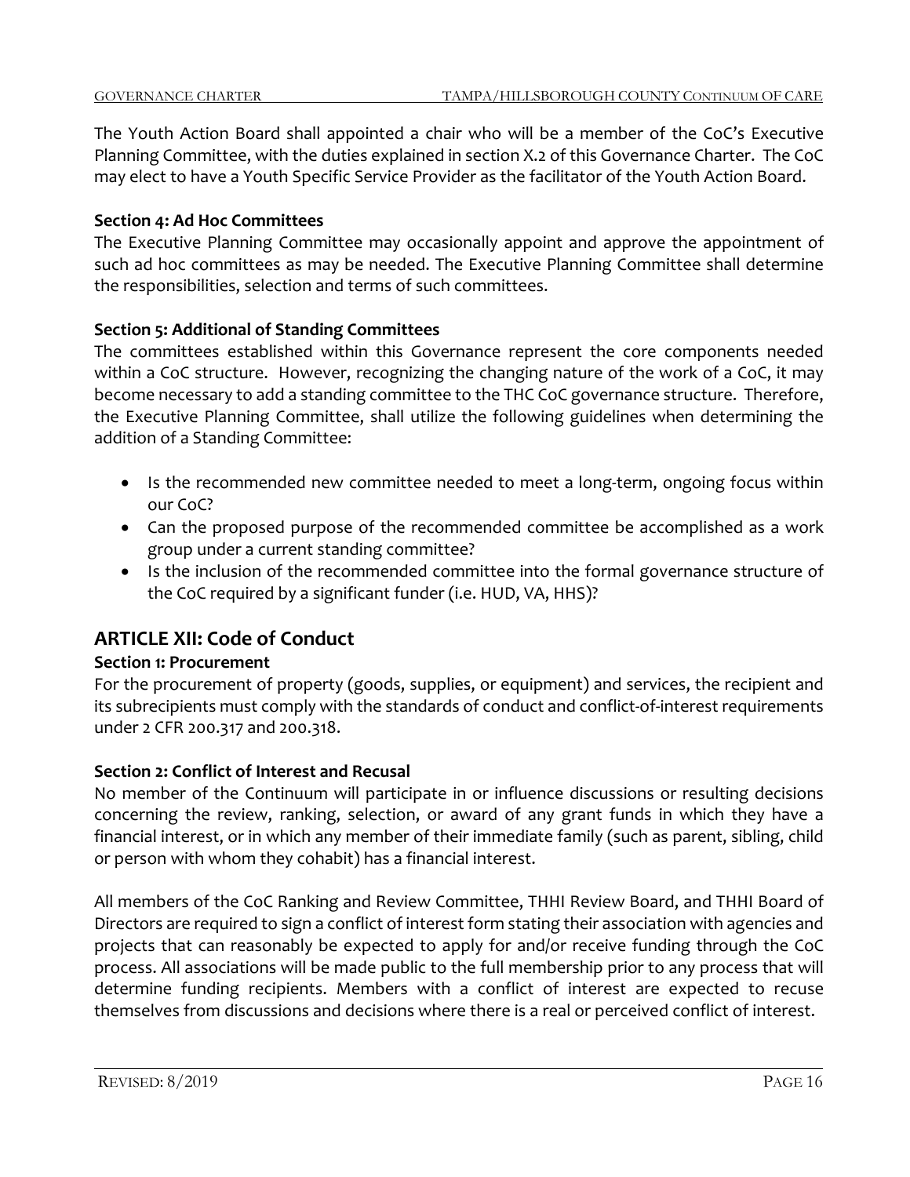The Youth Action Board shall appointed a chair who will be a member of the CoC's Executive Planning Committee, with the duties explained in section X.2 of this Governance Charter. The CoC may elect to have a Youth Specific Service Provider as the facilitator of the Youth Action Board.

**Section 4: Ad Hoc Committees**

The Executive Planning Committee may occasionally appoint and approve the appointment of such ad hoc committees as may be needed. The Executive Planning Committee shall determine the responsibilities, selection and terms of such committees.

**Section 5: Additional of Standing Committees**

The committees established within this Governance represent the core components needed within a CoC structure. However, recognizing the changing nature of the work of a CoC, it may become necessary to add a standing committee to the THC CoC governance structure. Therefore, the Executive Planning Committee, shall utilize the following guidelines when determining the addition of a Standing Committee:

- Is the recommended new committee needed to meet a long-term, ongoing focus within our CoC?
- Can the proposed purpose of the recommended committee be accomplished as a work group under a current standing committee?
- Is the inclusion of the recommended committee into the formal governance structure of the CoC required by a significant funder (i.e. HUD, VA, HHS)?

## ARTICLE XII: Code of Conduct

**Section 1: Procurement**

For the procurement of property (goods, supplies, or equipment) and services, the recipient and its subrecipients must comply with the standards of conduct and conflict-of-interest requirements under 2 CFR 200.317 and 200.318.

**Section 2: Conflict of Interest and Recusal**

No member of the Continuum will participate in or influence discussions or resulting decisions concerning the review, ranking, selection, or award of any grant funds in which they have a financial interest, or in which any member of their immediate family (such as parent, sibling, child or person with whom they cohabit) has a financial interest.

All members of the CoC Ranking and Review Committee, THHI Review Board, and THHI Board of Directors are required to sign a conflict of interest form stating their association with agencies and projects that can reasonably be expected to apply for and/or receive funding through the CoC process. All associations will be made public to the full membership prior to any process that will determine funding recipients. Members with a conflict of interest are expected to recuse themselves from discussions and decisions where there is a real or perceived conflict of interest.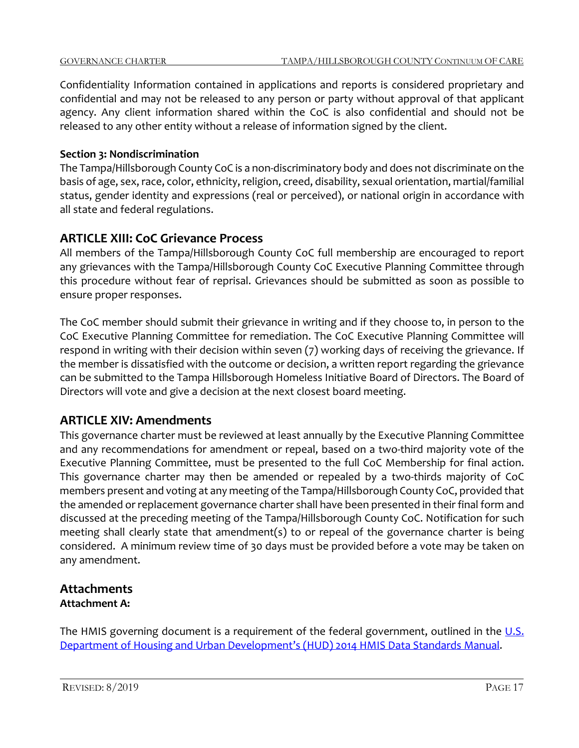Confidentiality Information contained in applications and reports is considered proprietary and confidential and may not be released to any person or party without approval of that applicant agency. Any client information shared within the CoC is also confidential and should not be released to any other entity without a release of information signed by the client.

**Section 3: Nondiscrimination**

The Tampa/Hillsborough County CoC is a non-discriminatory body and does not discriminate on the basis of age, sex, race, color, ethnicity, religion, creed, disability, sexual orientation, martial/familial status, gender identity and expressions (real or perceived), or national origin in accordance with all state and federal regulations.

## ARTICLE XIII: CoC Grievance Process

All members of the Tampa/Hillsborough County CoC full membership are encouraged to report any grievances with the Tampa/Hillsborough County CoC Executive Planning Committee through this procedure without fear of reprisal. Grievances should be submitted as soon as possible to ensure proper responses.

The CoC member should submit their grievance in writing and if they choose to, in person to the CoC Executive Planning Committee for remediation. The CoC Executive Planning Committee will respond in writing with their decision within seven (7) working days of receiving the grievance. If the member is dissatisfied with the outcome or decision, a written report regarding the grievance can be submitted to the Tampa Hillsborough Homeless Initiative Board of Directors. The Board of Directors will vote and give a decision at the next closest board meeting.

## ARTICLE XIV: Amendments

This governance charter must be reviewed at least annually by the Executive Planning Committee and any recommendations for amendment or repeal, based on a two-third majority vote of the Executive Planning Committee, must be presented to the full CoC Membership for final action. This governance charter may then be amended or repealed by a two-thirds majority of CoC members present and voting at any meeting of the Tampa/Hillsborough County CoC, provided that the amended or replacement governance charter shall have been presented in their final form and discussed at the preceding meeting of the Tampa/Hillsborough County CoC. Notification for such meeting shall clearly state that amendment(s) to or repeal of the governance charter is being considered. A minimum review time of 30 days must be provided before a vote may be taken on any amendment.

## Attachments

**Attachment A:**

The HMIS governing document is a requirement of the federal government, outlined in the U.S. Department of Housing and Urban Development's (HUD) 2014 HMIS Data Standards Manual.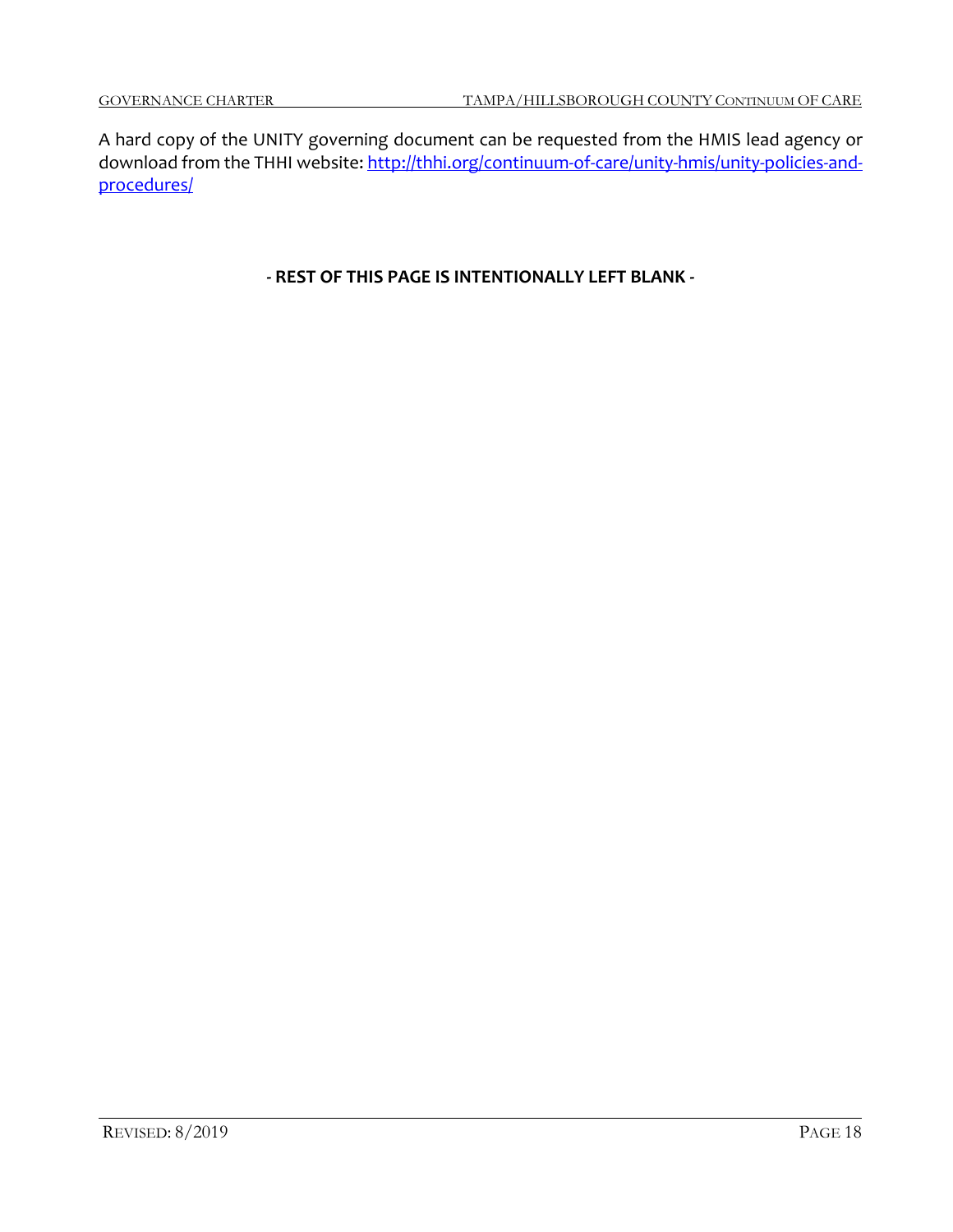A hard copy of the UNITY governing document can be requested from the HMIS lead agency or download from the THHI website: [http://thhi.org/continuum-of-care/unity-hmis/unity-policies-and-procedures/](http://thhi.org/continuum-of-care/unity-hmis/unity-policies-and-procedures/)

**- REST OF THIS PAGE IS INTENTIONALLY LEFT BLANK -**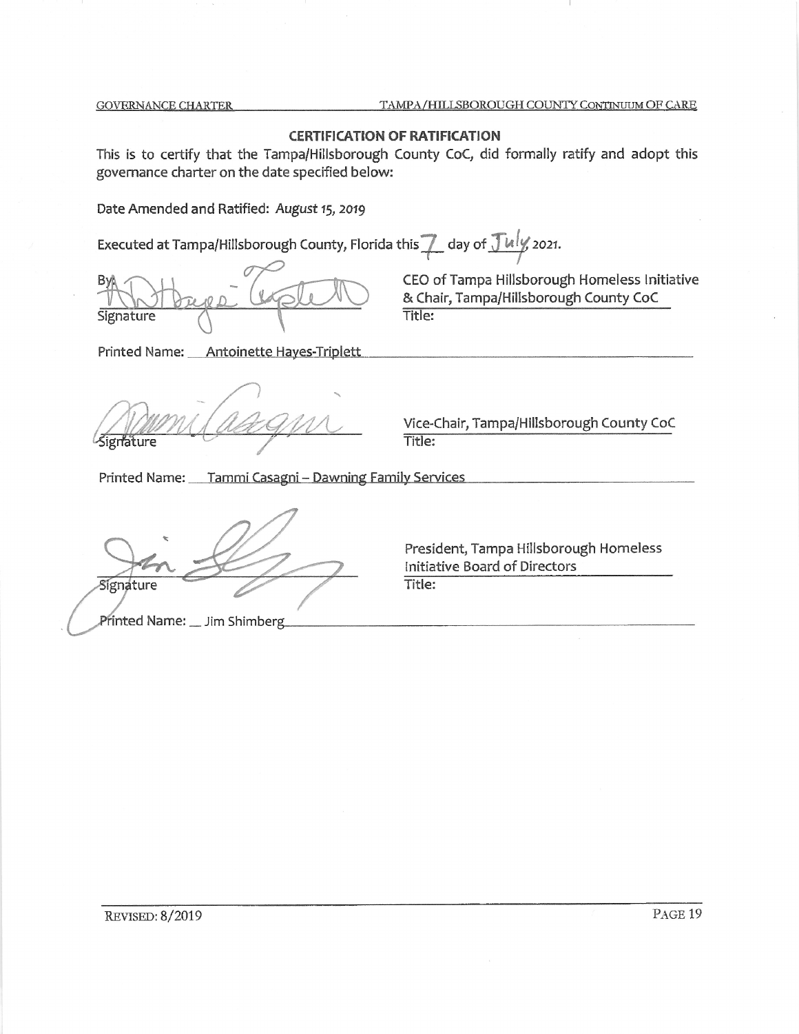## CERTIFICATION OF RATIFICATION

This is to certify that the Tampa/Hillsborough County CoC, did formally ratify and adopt this governance charter on the date specified below:

Date Amended and Ratified: *August 15, 2019*

Executed at Tampa/Hillsborough County, Florida this 7 day of July 2021.

By: ______________________
Signature

Title: CEO of Tampa Hillsborough Homeless Initiative & Chair, Tampa/Hillsborough County CoC

Printed Name: Antoinette Hayes-Triplett

______________________
Signature

Title: Vice-Chair, Tampa/Hillsborough County CoC

Printed Name: Tammi Casagni – Dawning Family Services

______________________
Signature

Title: President, Tampa Hillsborough Homeless Initiative Board of Directors

Printed Name: Jim Shimberg

REVISED: 8/2019